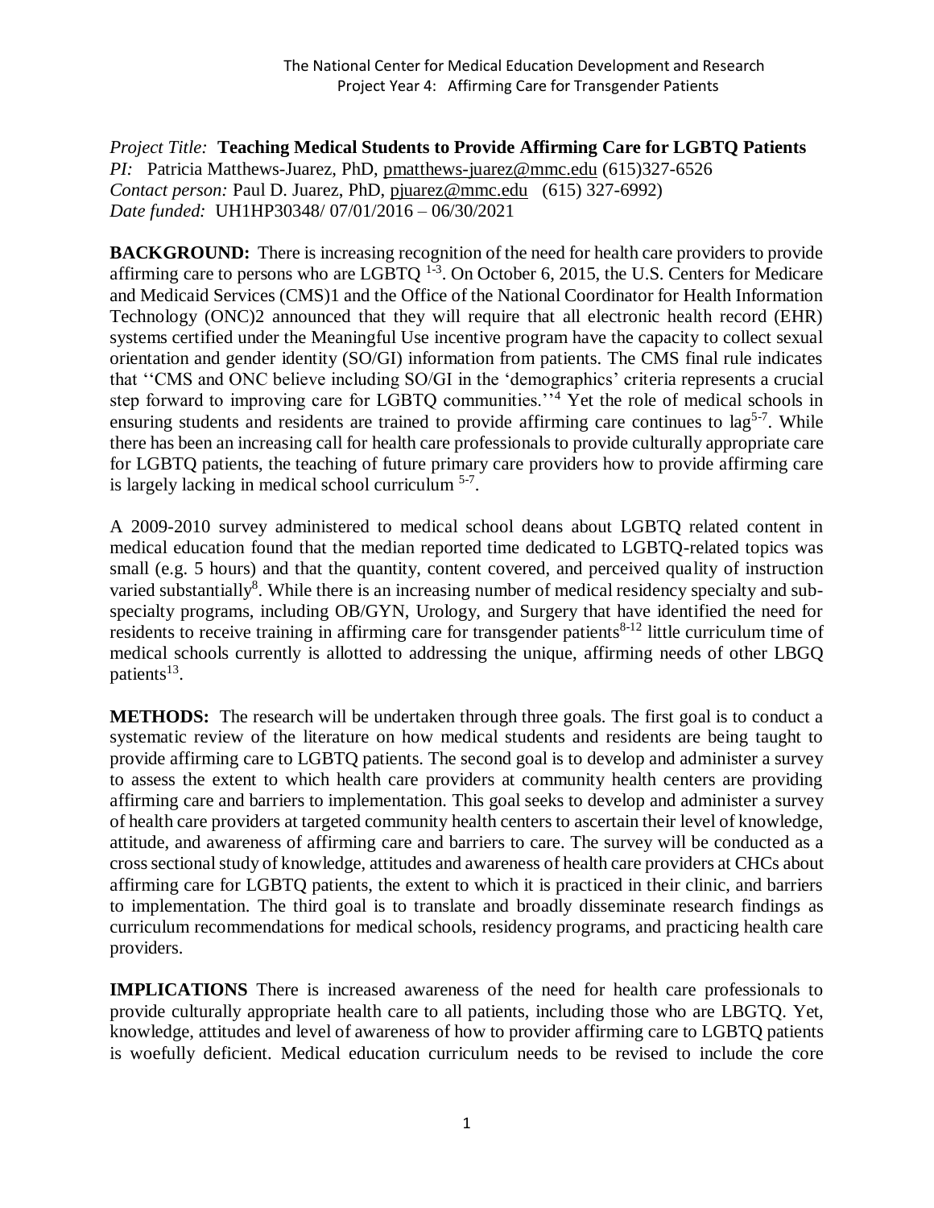The National Center for Medical Education Development and Research
Project Year 4: Affirming Care for Transgender Patients

*Project Title:* **Teaching Medical Students to Provide Affirming Care for LGBTQ Patients**
*PI:* Patricia Matthews-Juarez, PhD, pmatthews-juarez@mmc.edu (615)327-6526
*Contact person:* Paul D. Juarez, PhD, pjuarez@mmc.edu (615) 327-6992)
*Date funded:* UH1HP30348/ 07/01/2016 – 06/30/2021

**BACKGROUND:** There is increasing recognition of the need for health care providers to provide affirming care to persons who are LGBTQ [1-3]. On October 6, 2015, the U.S. Centers for Medicare and Medicaid Services (CMS)1 and the Office of the National Coordinator for Health Information Technology (ONC)2 announced that they will require that all electronic health record (EHR) systems certified under the Meaningful Use incentive program have the capacity to collect sexual orientation and gender identity (SO/GI) information from patients. The CMS final rule indicates that ''CMS and ONC believe including SO/GI in the 'demographics' criteria represents a crucial step forward to improving care for LGBTQ communities.''[4] Yet the role of medical schools in ensuring students and residents are trained to provide affirming care continues to lag[5-7]. While there has been an increasing call for health care professionals to provide culturally appropriate care for LGBTQ patients, the teaching of future primary care providers how to provide affirming care is largely lacking in medical school curriculum [5-7].

A 2009-2010 survey administered to medical school deans about LGBTQ related content in medical education found that the median reported time dedicated to LGBTQ-related topics was small (e.g. 5 hours) and that the quantity, content covered, and perceived quality of instruction varied substantially[8]. While there is an increasing number of medical residency specialty and sub-specialty programs, including OB/GYN, Urology, and Surgery that have identified the need for residents to receive training in affirming care for transgender patients[8-12] little curriculum time of medical schools currently is allotted to addressing the unique, affirming needs of other LBGQ patients[13].

**METHODS:** The research will be undertaken through three goals. The first goal is to conduct a systematic review of the literature on how medical students and residents are being taught to provide affirming care to LGBTQ patients. The second goal is to develop and administer a survey to assess the extent to which health care providers at community health centers are providing affirming care and barriers to implementation. This goal seeks to develop and administer a survey of health care providers at targeted community health centers to ascertain their level of knowledge, attitude, and awareness of affirming care and barriers to care. The survey will be conducted as a cross sectional study of knowledge, attitudes and awareness of health care providers at CHCs about affirming care for LGBTQ patients, the extent to which it is practiced in their clinic, and barriers to implementation. The third goal is to translate and broadly disseminate research findings as curriculum recommendations for medical schools, residency programs, and practicing health care providers.

**IMPLICATIONS** There is increased awareness of the need for health care professionals to provide culturally appropriate health care to all patients, including those who are LBGTQ. Yet, knowledge, attitudes and level of awareness of how to provider affirming care to LGBTQ patients is woefully deficient. Medical education curriculum needs to be revised to include the core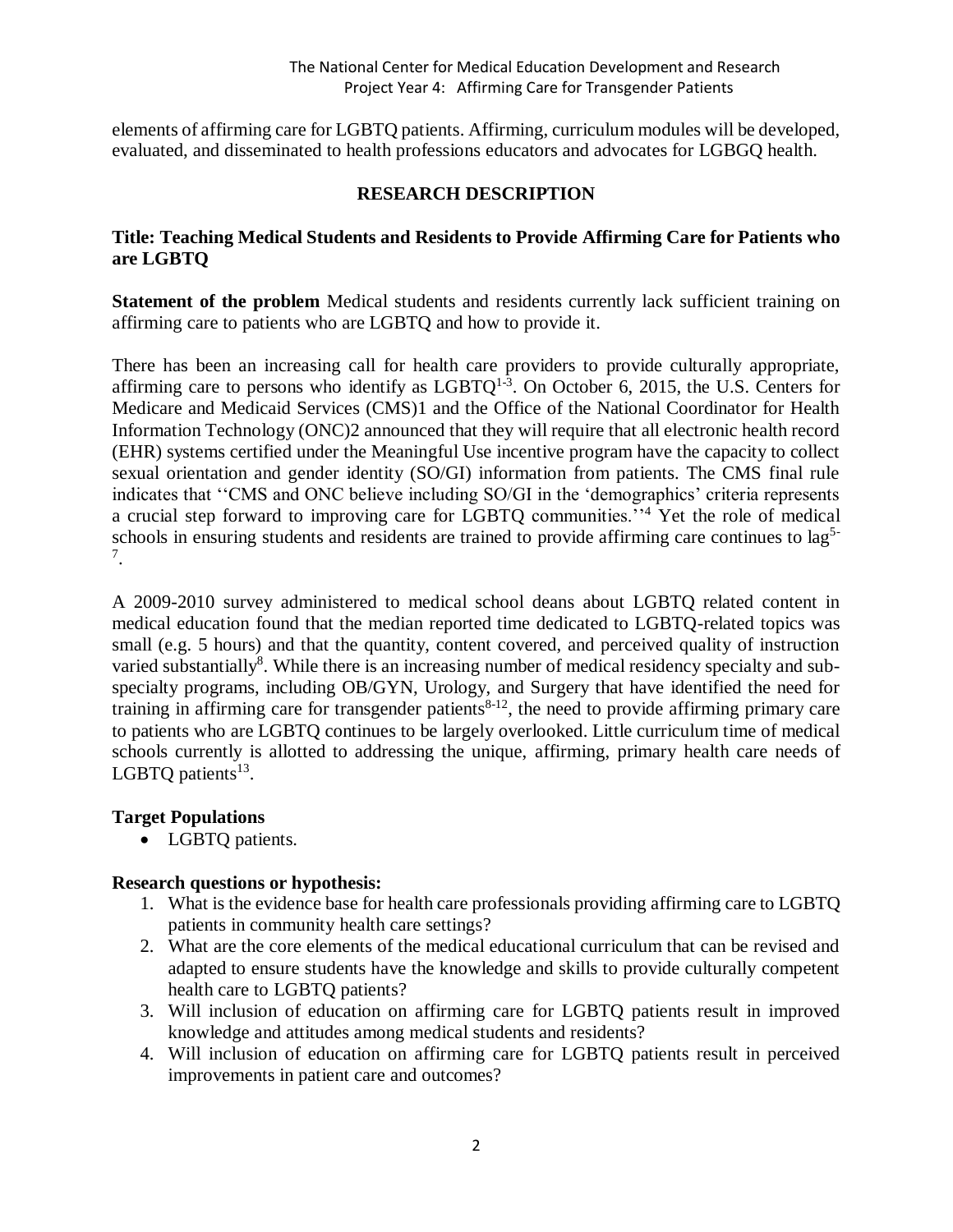elements of affirming care for LGBTQ patients. Affirming, curriculum modules will be developed, evaluated, and disseminated to health professions educators and advocates for LGBGQ health.

## RESEARCH DESCRIPTION

### Title: Teaching Medical Students and Residents to Provide Affirming Care for Patients who are LGBTQ

**Statement of the problem** Medical students and residents currently lack sufficient training on affirming care to patients who are LGBTQ and how to provide it.

There has been an increasing call for health care providers to provide culturally appropriate, affirming care to persons who identify as LGBTQ[1-3]. On October 6, 2015, the U.S. Centers for Medicare and Medicaid Services (CMS)1 and the Office of the National Coordinator for Health Information Technology (ONC)2 announced that they will require that all electronic health record (EHR) systems certified under the Meaningful Use incentive program have the capacity to collect sexual orientation and gender identity (SO/GI) information from patients. The CMS final rule indicates that ''CMS and ONC believe including SO/GI in the 'demographics' criteria represents a crucial step forward to improving care for LGBTQ communities.''[4] Yet the role of medical schools in ensuring students and residents are trained to provide affirming care continues to lag[5-7].

A 2009-2010 survey administered to medical school deans about LGBTQ related content in medical education found that the median reported time dedicated to LGBTQ-related topics was small (e.g. 5 hours) and that the quantity, content covered, and perceived quality of instruction varied substantially[8]. While there is an increasing number of medical residency specialty and sub-specialty programs, including OB/GYN, Urology, and Surgery that have identified the need for training in affirming care for transgender patients[8-12], the need to provide affirming primary care to patients who are LGBTQ continues to be largely overlooked. Little curriculum time of medical schools currently is allotted to addressing the unique, affirming, primary health care needs of LGBTQ patients[13].

**Target Populations**

- LGBTQ patients.

**Research questions or hypothesis:**

1. What is the evidence base for health care professionals providing affirming care to LGBTQ patients in community health care settings?
2. What are the core elements of the medical educational curriculum that can be revised and adapted to ensure students have the knowledge and skills to provide culturally competent health care to LGBTQ patients?
3. Will inclusion of education on affirming care for LGBTQ patients result in improved knowledge and attitudes among medical students and residents?
4. Will inclusion of education on affirming care for LGBTQ patients result in perceived improvements in patient care and outcomes?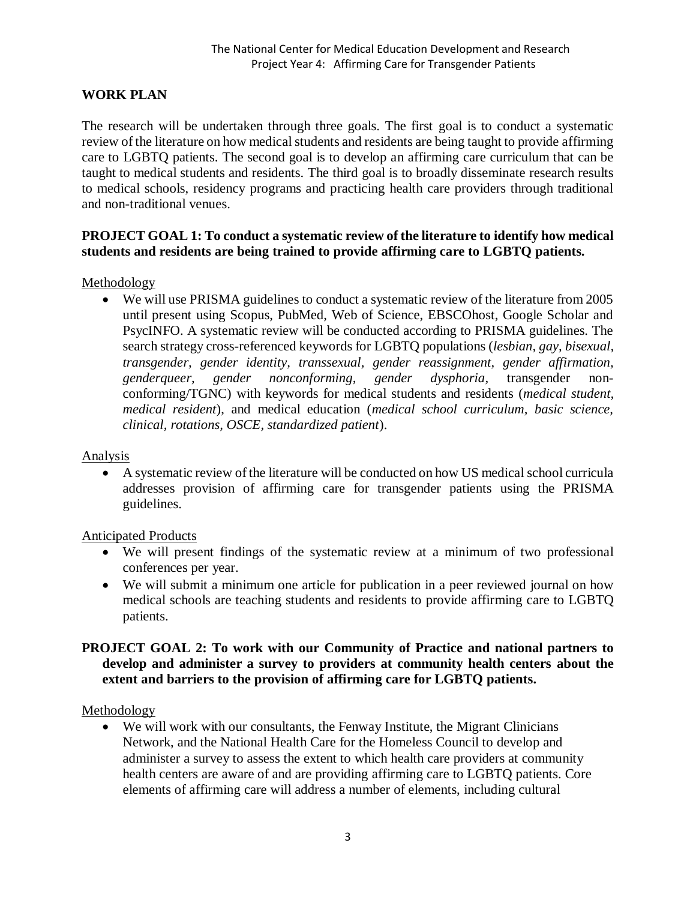## WORK PLAN

The research will be undertaken through three goals. The first goal is to conduct a systematic review of the literature on how medical students and residents are being taught to provide affirming care to LGBTQ patients. The second goal is to develop an affirming care curriculum that can be taught to medical students and residents. The third goal is to broadly disseminate research results to medical schools, residency programs and practicing health care providers through traditional and non-traditional venues.

### PROJECT GOAL 1: To conduct a systematic review of the literature to identify how medical students and residents are being trained to provide affirming care to LGBTQ patients.

Methodology

- We will use PRISMA guidelines to conduct a systematic review of the literature from 2005 until present using Scopus, PubMed, Web of Science, EBSCOhost, Google Scholar and PsycINFO. A systematic review will be conducted according to PRISMA guidelines. The search strategy cross-referenced keywords for LGBTQ populations (*lesbian, gay, bisexual, transgender, gender identity, transsexual, gender reassignment, gender affirmation, genderqueer, gender nonconforming, gender dysphoria,* transgender non-conforming/TGNC) with keywords for medical students and residents (*medical student, medical resident*), and medical education (*medical school curriculum, basic science, clinical, rotations, OSCE, standardized patient*).

Analysis

- A systematic review of the literature will be conducted on how US medical school curricula addresses provision of affirming care for transgender patients using the PRISMA guidelines.

Anticipated Products

- We will present findings of the systematic review at a minimum of two professional conferences per year.
- We will submit a minimum one article for publication in a peer reviewed journal on how medical schools are teaching students and residents to provide affirming care to LGBTQ patients.

### PROJECT GOAL 2: To work with our Community of Practice and national partners to develop and administer a survey to providers at community health centers about the extent and barriers to the provision of affirming care for LGBTQ patients.

Methodology

- We will work with our consultants, the Fenway Institute, the Migrant Clinicians Network, and the National Health Care for the Homeless Council to develop and administer a survey to assess the extent to which health care providers at community health centers are aware of and are providing affirming care to LGBTQ patients. Core elements of affirming care will address a number of elements, including cultural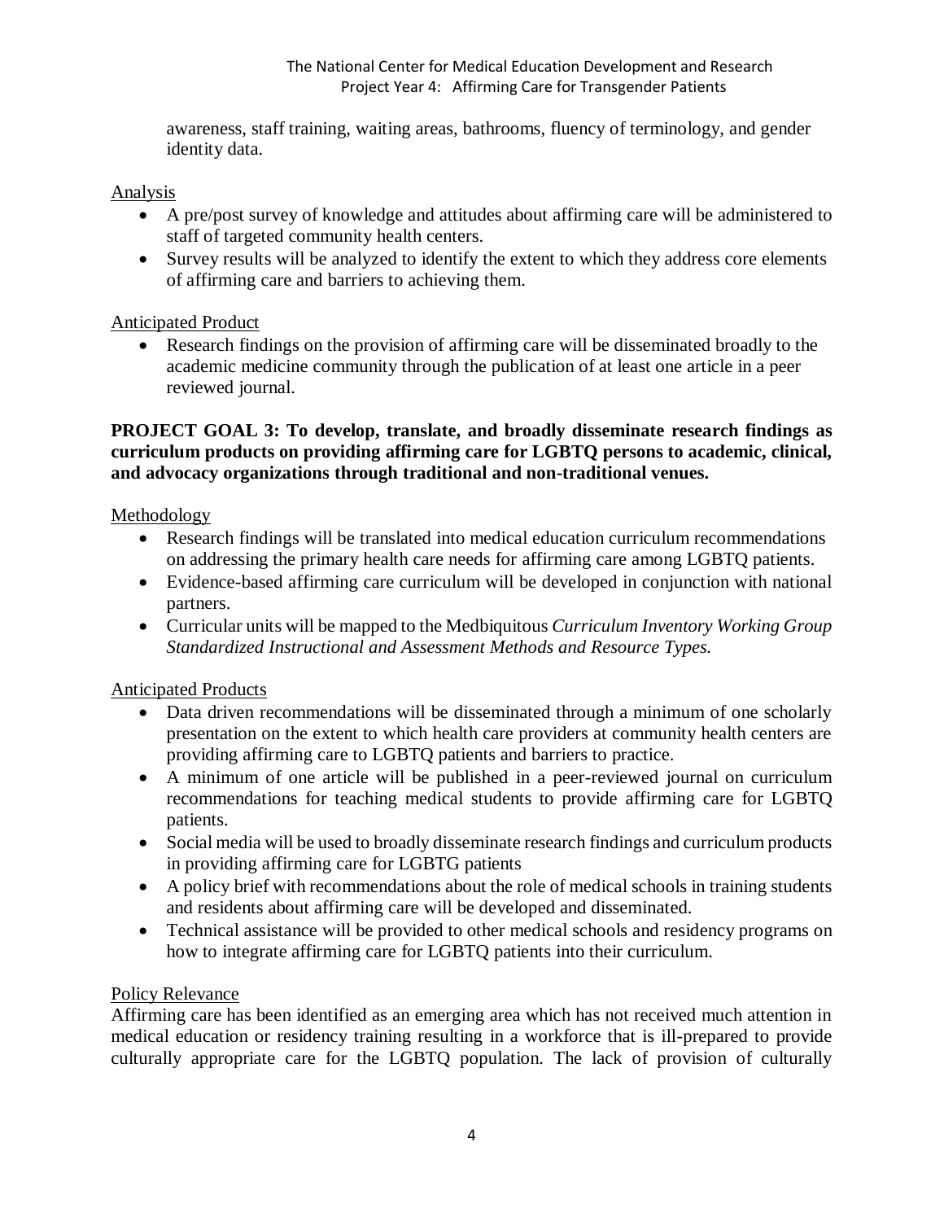awareness, staff training, waiting areas, bathrooms, fluency of terminology, and gender identity data.

Analysis

- A pre/post survey of knowledge and attitudes about affirming care will be administered to staff of targeted community health centers.
- Survey results will be analyzed to identify the extent to which they address core elements of affirming care and barriers to achieving them.

Anticipated Product

- Research findings on the provision of affirming care will be disseminated broadly to the academic medicine community through the publication of at least one article in a peer reviewed journal.

**PROJECT GOAL 3: To develop, translate, and broadly disseminate research findings as curriculum products on providing affirming care for LGBTQ persons to academic, clinical, and advocacy organizations through traditional and non-traditional venues.**

Methodology

- Research findings will be translated into medical education curriculum recommendations on addressing the primary health care needs for affirming care among LGBTQ patients.
- Evidence-based affirming care curriculum will be developed in conjunction with national partners.
- Curricular units will be mapped to the Medbiquitous *Curriculum Inventory Working Group Standardized Instructional and Assessment Methods and Resource Types.*

Anticipated Products

- Data driven recommendations will be disseminated through a minimum of one scholarly presentation on the extent to which health care providers at community health centers are providing affirming care to LGBTQ patients and barriers to practice.
- A minimum of one article will be published in a peer-reviewed journal on curriculum recommendations for teaching medical students to provide affirming care for LGBTQ patients.
- Social media will be used to broadly disseminate research findings and curriculum products in providing affirming care for LGBTG patients
- A policy brief with recommendations about the role of medical schools in training students and residents about affirming care will be developed and disseminated.
- Technical assistance will be provided to other medical schools and residency programs on how to integrate affirming care for LGBTQ patients into their curriculum.

Policy Relevance

Affirming care has been identified as an emerging area which has not received much attention in medical education or residency training resulting in a workforce that is ill-prepared to provide culturally appropriate care for the LGBTQ population. The lack of provision of culturally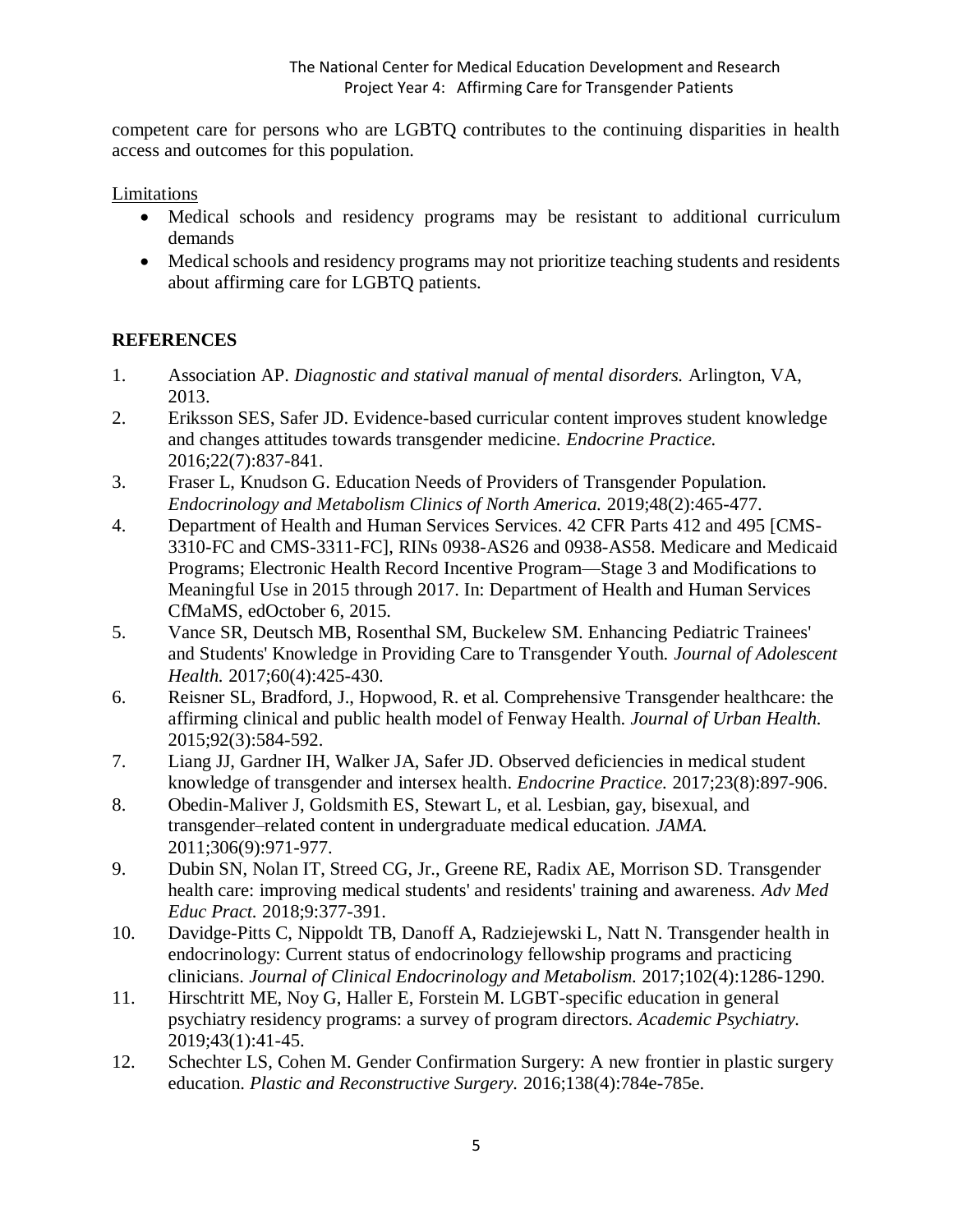competent care for persons who are LGBTQ contributes to the continuing disparities in health access and outcomes for this population.

Limitations

- Medical schools and residency programs may be resistant to additional curriculum demands
- Medical schools and residency programs may not prioritize teaching students and residents about affirming care for LGBTQ patients.

## REFERENCES

1. Association AP. *Diagnostic and statival manual of mental disorders.* Arlington, VA, 2013.
2. Eriksson SES, Safer JD. Evidence-based curricular content improves student knowledge and changes attitudes towards transgender medicine. *Endocrine Practice.* 2016;22(7):837-841.
3. Fraser L, Knudson G. Education Needs of Providers of Transgender Population. *Endocrinology and Metabolism Clinics of North America.* 2019;48(2):465-477.
4. Department of Health and Human Services Services. 42 CFR Parts 412 and 495 [CMS-3310-FC and CMS-3311-FC], RINs 0938-AS26 and 0938-AS58. Medicare and Medicaid Programs; Electronic Health Record Incentive Program—Stage 3 and Modifications to Meaningful Use in 2015 through 2017. In: Department of Health and Human Services CfMaMS, edOctober 6, 2015.
5. Vance SR, Deutsch MB, Rosenthal SM, Buckelew SM. Enhancing Pediatric Trainees' and Students' Knowledge in Providing Care to Transgender Youth. *Journal of Adolescent Health.* 2017;60(4):425-430.
6. Reisner SL, Bradford, J., Hopwood, R. et al. Comprehensive Transgender healthcare: the affirming clinical and public health model of Fenway Health. *Journal of Urban Health.* 2015;92(3):584-592.
7. Liang JJ, Gardner IH, Walker JA, Safer JD. Observed deficiencies in medical student knowledge of transgender and intersex health. *Endocrine Practice.* 2017;23(8):897-906.
8. Obedin-Maliver J, Goldsmith ES, Stewart L, et al. Lesbian, gay, bisexual, and transgender–related content in undergraduate medical education. *JAMA.* 2011;306(9):971-977.
9. Dubin SN, Nolan IT, Streed CG, Jr., Greene RE, Radix AE, Morrison SD. Transgender health care: improving medical students' and residents' training and awareness. *Adv Med Educ Pract.* 2018;9:377-391.
10. Davidge-Pitts C, Nippoldt TB, Danoff A, Radziejewski L, Natt N. Transgender health in endocrinology: Current status of endocrinology fellowship programs and practicing clinicians. *Journal of Clinical Endocrinology and Metabolism.* 2017;102(4):1286-1290.
11. Hirschtritt ME, Noy G, Haller E, Forstein M. LGBT-specific education in general psychiatry residency programs: a survey of program directors. *Academic Psychiatry.* 2019;43(1):41-45.
12. Schechter LS, Cohen M. Gender Confirmation Surgery: A new frontier in plastic surgery education. *Plastic and Reconstructive Surgery.* 2016;138(4):784e-785e.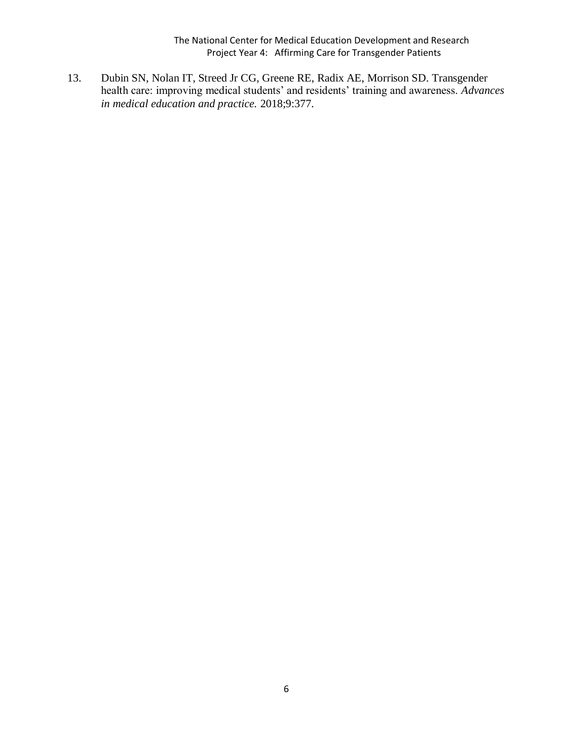13. Dubin SN, Nolan IT, Streed Jr CG, Greene RE, Radix AE, Morrison SD. Transgender health care: improving medical students' and residents' training and awareness. *Advances in medical education and practice.* 2018;9:377.